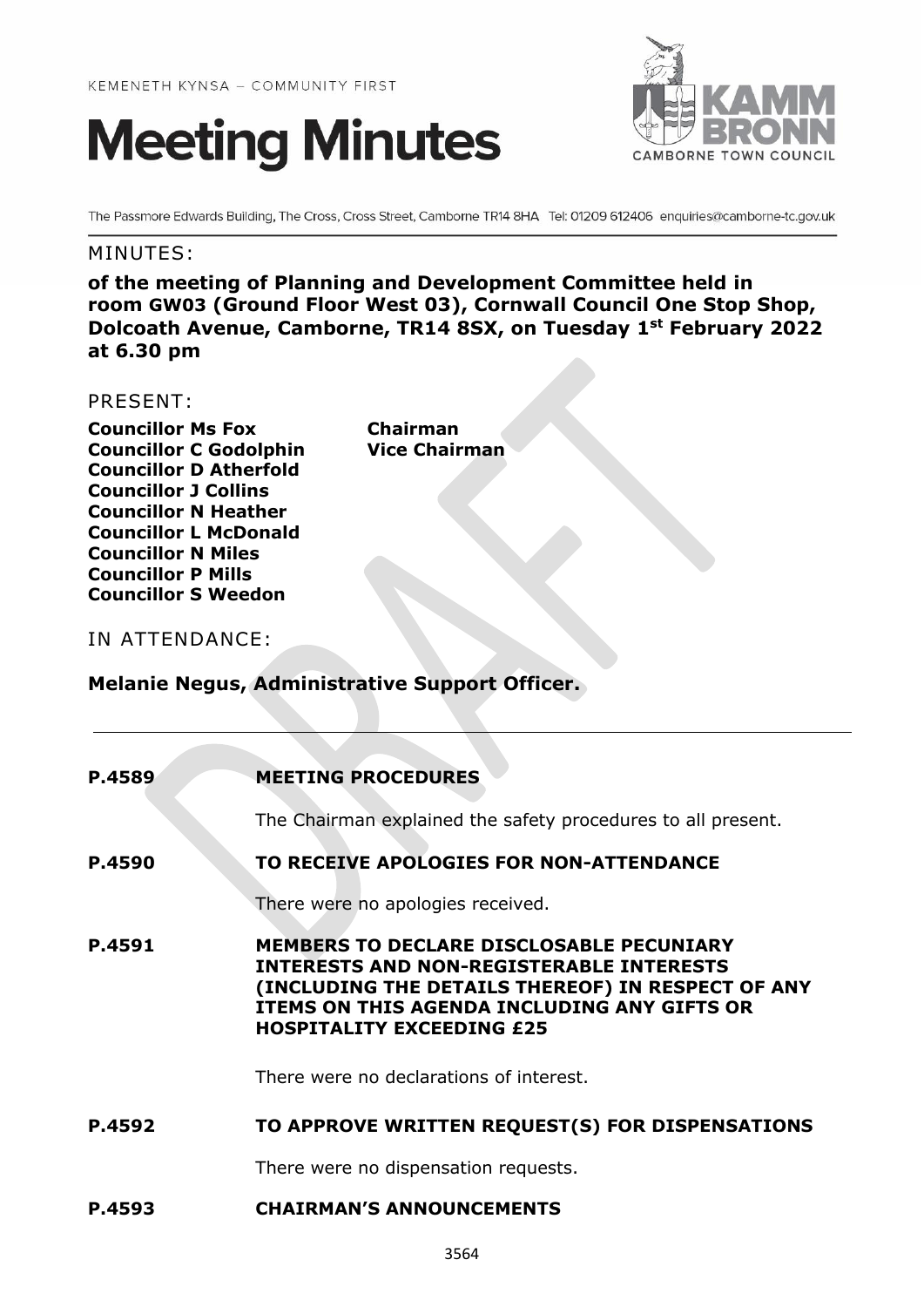KEMENETH KYNSA – COMMUNITY FIRST

# Meeting Minutes

KAMM BRONN
CAMBORNE TOWN COUNCIL

The Passmore Edwards Building, The Cross, Cross Street, Camborne TR14 8HA Tel: 01209 612406 enquiries@camborne-tc.gov.uk

## MINUTES:

**of the meeting of Planning and Development Committee held in room GW03 (Ground Floor West 03), Cornwall Council One Stop Shop, Dolcoath Avenue, Camborne, TR14 8SX, on Tuesday 1st February 2022 at 6.30 pm**

## PRESENT:

**Councillor Ms Fox** — **Chairman**
**Councillor C Godolphin** — **Vice Chairman**
**Councillor D Atherfold**
**Councillor J Collins**
**Councillor N Heather**
**Councillor L McDonald**
**Councillor N Miles**
**Councillor P Mills**
**Councillor S Weedon**

## IN ATTENDANCE:

**Melanie Negus, Administrative Support Officer.**

---

**P.4589 MEETING PROCEDURES**

The Chairman explained the safety procedures to all present.

**P.4590 TO RECEIVE APOLOGIES FOR NON-ATTENDANCE**

There were no apologies received.

**P.4591 MEMBERS TO DECLARE DISCLOSABLE PECUNIARY INTERESTS AND NON-REGISTERABLE INTERESTS (INCLUDING THE DETAILS THEREOF) IN RESPECT OF ANY ITEMS ON THIS AGENDA INCLUDING ANY GIFTS OR HOSPITALITY EXCEEDING £25**

There were no declarations of interest.

**P.4592 TO APPROVE WRITTEN REQUEST(S) FOR DISPENSATIONS**

There were no dispensation requests.

**P.4593 CHAIRMAN'S ANNOUNCEMENTS**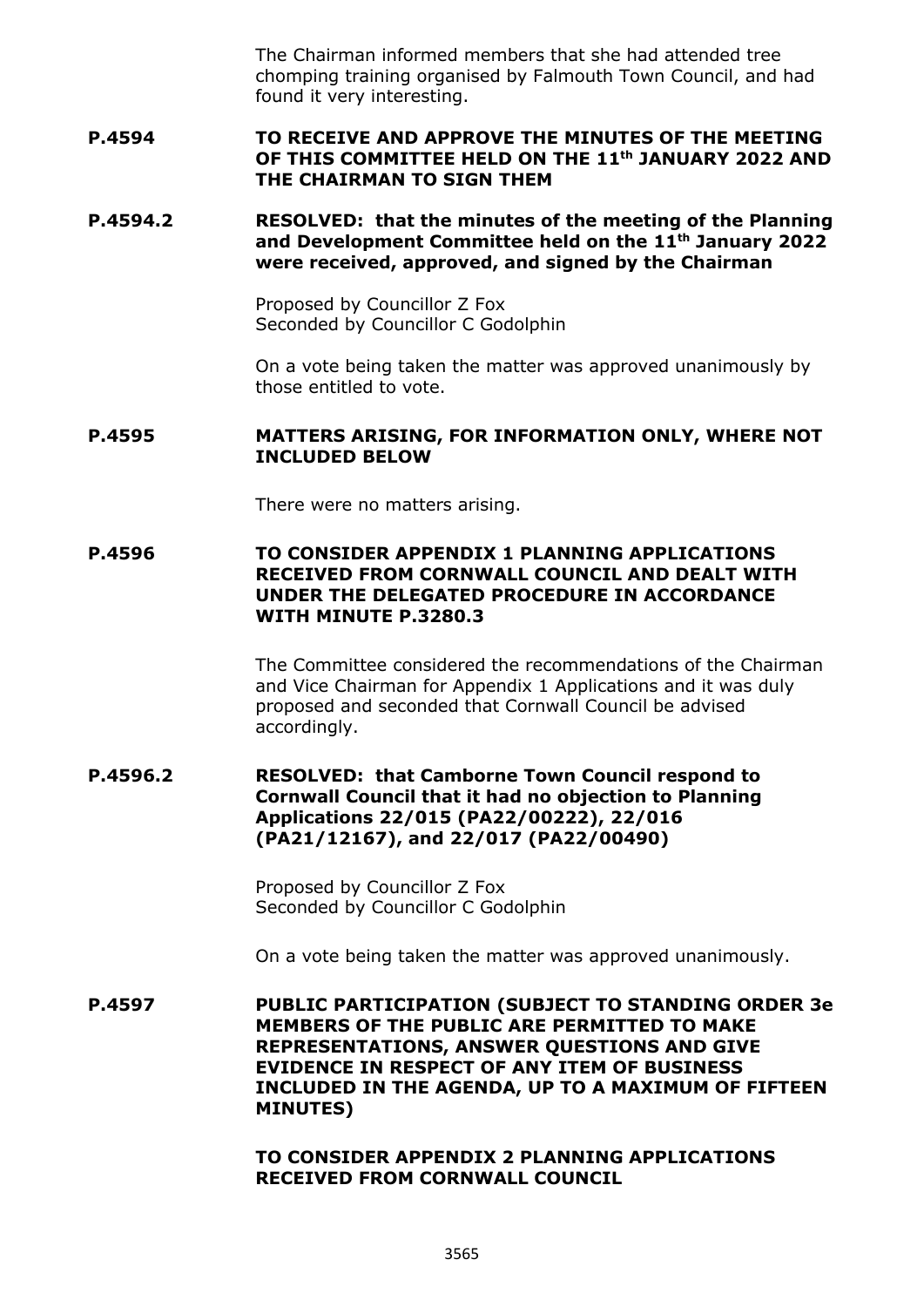The Chairman informed members that she had attended tree chomping training organised by Falmouth Town Council, and had found it very interesting.

**P.4594 TO RECEIVE AND APPROVE THE MINUTES OF THE MEETING OF THIS COMMITTEE HELD ON THE 11th JANUARY 2022 AND THE CHAIRMAN TO SIGN THEM**

**P.4594.2 RESOLVED: that the minutes of the meeting of the Planning and Development Committee held on the 11th January 2022 were received, approved, and signed by the Chairman**

Proposed by Councillor Z Fox
Seconded by Councillor C Godolphin

On a vote being taken the matter was approved unanimously by those entitled to vote.

**P.4595 MATTERS ARISING, FOR INFORMATION ONLY, WHERE NOT INCLUDED BELOW**

There were no matters arising.

**P.4596 TO CONSIDER APPENDIX 1 PLANNING APPLICATIONS RECEIVED FROM CORNWALL COUNCIL AND DEALT WITH UNDER THE DELEGATED PROCEDURE IN ACCORDANCE WITH MINUTE P.3280.3**

The Committee considered the recommendations of the Chairman and Vice Chairman for Appendix 1 Applications and it was duly proposed and seconded that Cornwall Council be advised accordingly.

**P.4596.2 RESOLVED: that Camborne Town Council respond to Cornwall Council that it had no objection to Planning Applications 22/015 (PA22/00222), 22/016 (PA21/12167), and 22/017 (PA22/00490)**

Proposed by Councillor Z Fox
Seconded by Councillor C Godolphin

On a vote being taken the matter was approved unanimously.

**P.4597 PUBLIC PARTICIPATION (SUBJECT TO STANDING ORDER 3e MEMBERS OF THE PUBLIC ARE PERMITTED TO MAKE REPRESENTATIONS, ANSWER QUESTIONS AND GIVE EVIDENCE IN RESPECT OF ANY ITEM OF BUSINESS INCLUDED IN THE AGENDA, UP TO A MAXIMUM OF FIFTEEN MINUTES)**

**TO CONSIDER APPENDIX 2 PLANNING APPLICATIONS RECEIVED FROM CORNWALL COUNCIL**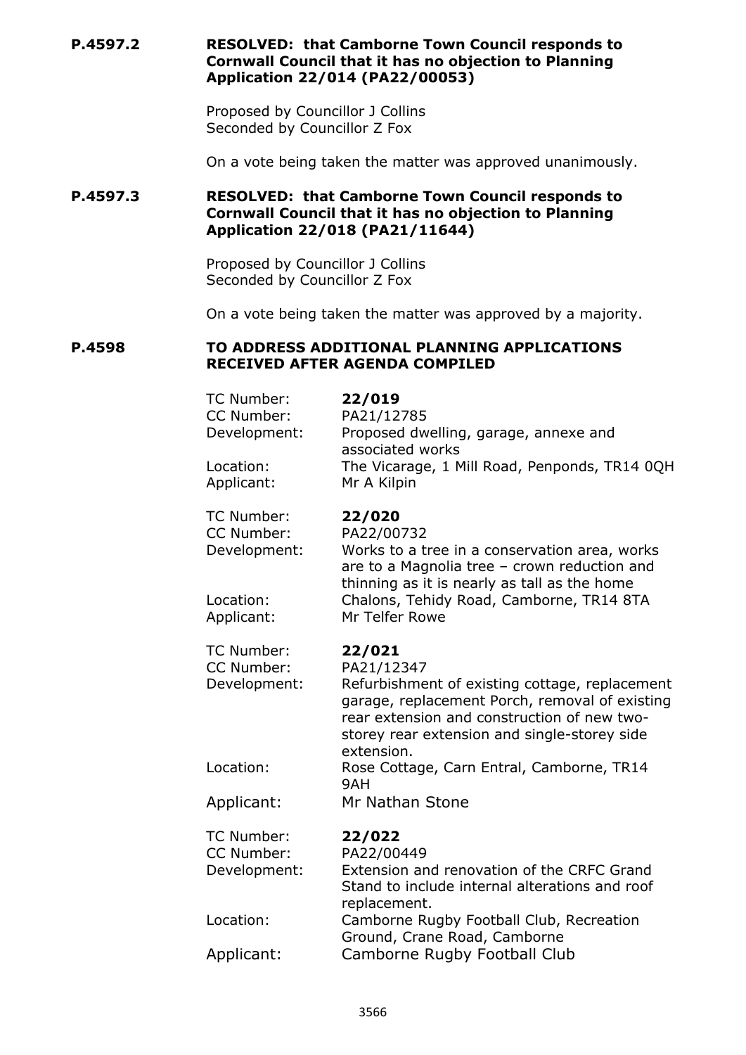**P.4597.2** **RESOLVED: that Camborne Town Council responds to Cornwall Council that it has no objection to Planning Application 22/014 (PA22/00053)**

Proposed by Councillor J Collins
Seconded by Councillor Z Fox

On a vote being taken the matter was approved unanimously.

**P.4597.3** **RESOLVED: that Camborne Town Council responds to Cornwall Council that it has no objection to Planning Application 22/018 (PA21/11644)**

Proposed by Councillor J Collins
Seconded by Councillor Z Fox

On a vote being taken the matter was approved by a majority.

**P.4598** **TO ADDRESS ADDITIONAL PLANNING APPLICATIONS RECEIVED AFTER AGENDA COMPILED**

| | |
|---|---|
| TC Number: | **22/019** |
| CC Number: | PA21/12785 |
| Development: | Proposed dwelling, garage, annexe and associated works |
| Location: | The Vicarage, 1 Mill Road, Penponds, TR14 0QH |
| Applicant: | Mr A Kilpin |

| | |
|---|---|
| TC Number: | **22/020** |
| CC Number: | PA22/00732 |
| Development: | Works to a tree in a conservation area, works are to a Magnolia tree – crown reduction and thinning as it is nearly as tall as the home |
| Location: | Chalons, Tehidy Road, Camborne, TR14 8TA |
| Applicant: | Mr Telfer Rowe |

| | |
|---|---|
| TC Number: | **22/021** |
| CC Number: | PA21/12347 |
| Development: | Refurbishment of existing cottage, replacement garage, replacement Porch, removal of existing rear extension and construction of new two-storey rear extension and single-storey side extension. |
| Location: | Rose Cottage, Carn Entral, Camborne, TR14 9AH |
| Applicant: | Mr Nathan Stone |

| | |
|---|---|
| TC Number: | **22/022** |
| CC Number: | PA22/00449 |
| Development: | Extension and renovation of the CRFC Grand Stand to include internal alterations and roof replacement. |
| Location: | Camborne Rugby Football Club, Recreation Ground, Crane Road, Camborne |
| Applicant: | Camborne Rugby Football Club |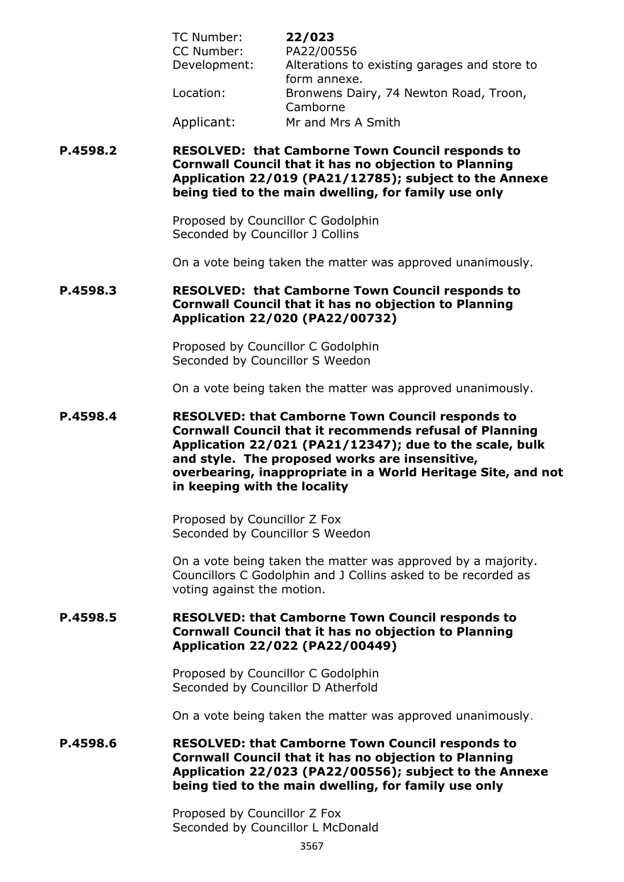| | |
|---|---|
| TC Number: | **22/023** |
| CC Number: | PA22/00556 |
| Development: | Alterations to existing garages and store to form annexe. |
| Location: | Bronwens Dairy, 74 Newton Road, Troon, Camborne |
| Applicant: | Mr and Mrs A Smith |

**P.4598.2** **RESOLVED: that Camborne Town Council responds to Cornwall Council that it has no objection to Planning Application 22/019 (PA21/12785); subject to the Annexe being tied to the main dwelling, for family use only**

Proposed by Councillor C Godolphin
Seconded by Councillor J Collins

On a vote being taken the matter was approved unanimously.

**P.4598.3** **RESOLVED: that Camborne Town Council responds to Cornwall Council that it has no objection to Planning Application 22/020 (PA22/00732)**

Proposed by Councillor C Godolphin
Seconded by Councillor S Weedon

On a vote being taken the matter was approved unanimously.

**P.4598.4** **RESOLVED: that Camborne Town Council responds to Cornwall Council that it recommends refusal of Planning Application 22/021 (PA21/12347); due to the scale, bulk and style. The proposed works are insensitive, overbearing, inappropriate in a World Heritage Site, and not in keeping with the locality**

Proposed by Councillor Z Fox
Seconded by Councillor S Weedon

On a vote being taken the matter was approved by a majority. Councillors C Godolphin and J Collins asked to be recorded as voting against the motion.

**P.4598.5** **RESOLVED: that Camborne Town Council responds to Cornwall Council that it has no objection to Planning Application 22/022 (PA22/00449)**

Proposed by Councillor C Godolphin
Seconded by Councillor D Atherfold

On a vote being taken the matter was approved unanimously.

**P.4598.6** **RESOLVED: that Camborne Town Council responds to Cornwall Council that it has no objection to Planning Application 22/023 (PA22/00556); subject to the Annexe being tied to the main dwelling, for family use only**

Proposed by Councillor Z Fox
Seconded by Councillor L McDonald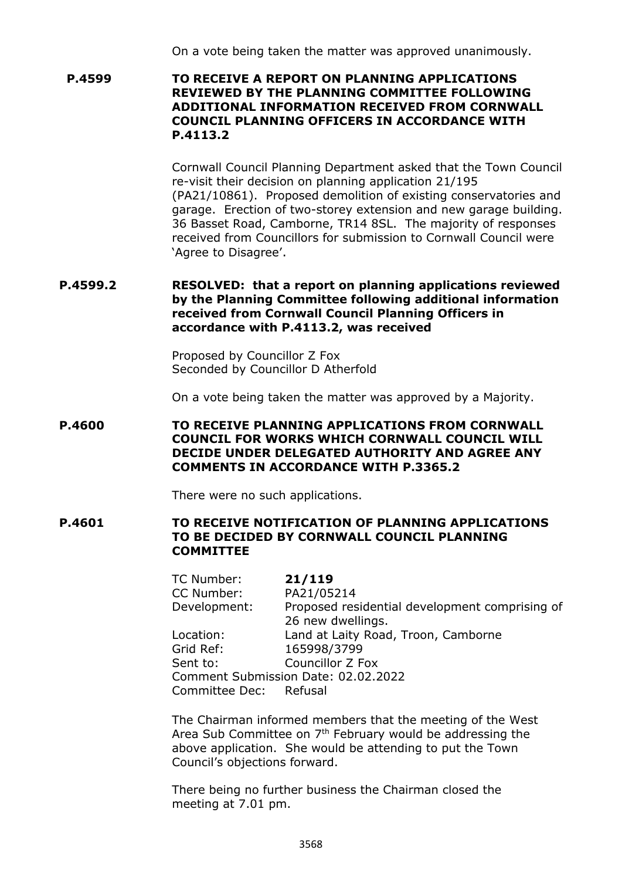On a vote being taken the matter was approved unanimously.

**P.4599 TO RECEIVE A REPORT ON PLANNING APPLICATIONS REVIEWED BY THE PLANNING COMMITTEE FOLLOWING ADDITIONAL INFORMATION RECEIVED FROM CORNWALL COUNCIL PLANNING OFFICERS IN ACCORDANCE WITH P.4113.2**

Cornwall Council Planning Department asked that the Town Council re-visit their decision on planning application 21/195 (PA21/10861). Proposed demolition of existing conservatories and garage. Erection of two-storey extension and new garage building. 36 Basset Road, Camborne, TR14 8SL. The majority of responses received from Councillors for submission to Cornwall Council were 'Agree to Disagree'.

**P.4599.2 RESOLVED: that a report on planning applications reviewed by the Planning Committee following additional information received from Cornwall Council Planning Officers in accordance with P.4113.2, was received**

Proposed by Councillor Z Fox
Seconded by Councillor D Atherfold

On a vote being taken the matter was approved by a Majority.

**P.4600 TO RECEIVE PLANNING APPLICATIONS FROM CORNWALL COUNCIL FOR WORKS WHICH CORNWALL COUNCIL WILL DECIDE UNDER DELEGATED AUTHORITY AND AGREE ANY COMMENTS IN ACCORDANCE WITH P.3365.2**

There were no such applications.

**P.4601 TO RECEIVE NOTIFICATION OF PLANNING APPLICATIONS TO BE DECIDED BY CORNWALL COUNCIL PLANNING COMMITTEE**

TC Number: **21/119**
CC Number: PA21/05214
Development: Proposed residential development comprising of 26 new dwellings.
Location: Land at Laity Road, Troon, Camborne
Grid Ref: 165998/3799
Sent to: Councillor Z Fox
Comment Submission Date: 02.02.2022
Committee Dec: Refusal

The Chairman informed members that the meeting of the West Area Sub Committee on 7th February would be addressing the above application. She would be attending to put the Town Council's objections forward.

There being no further business the Chairman closed the meeting at 7.01 pm.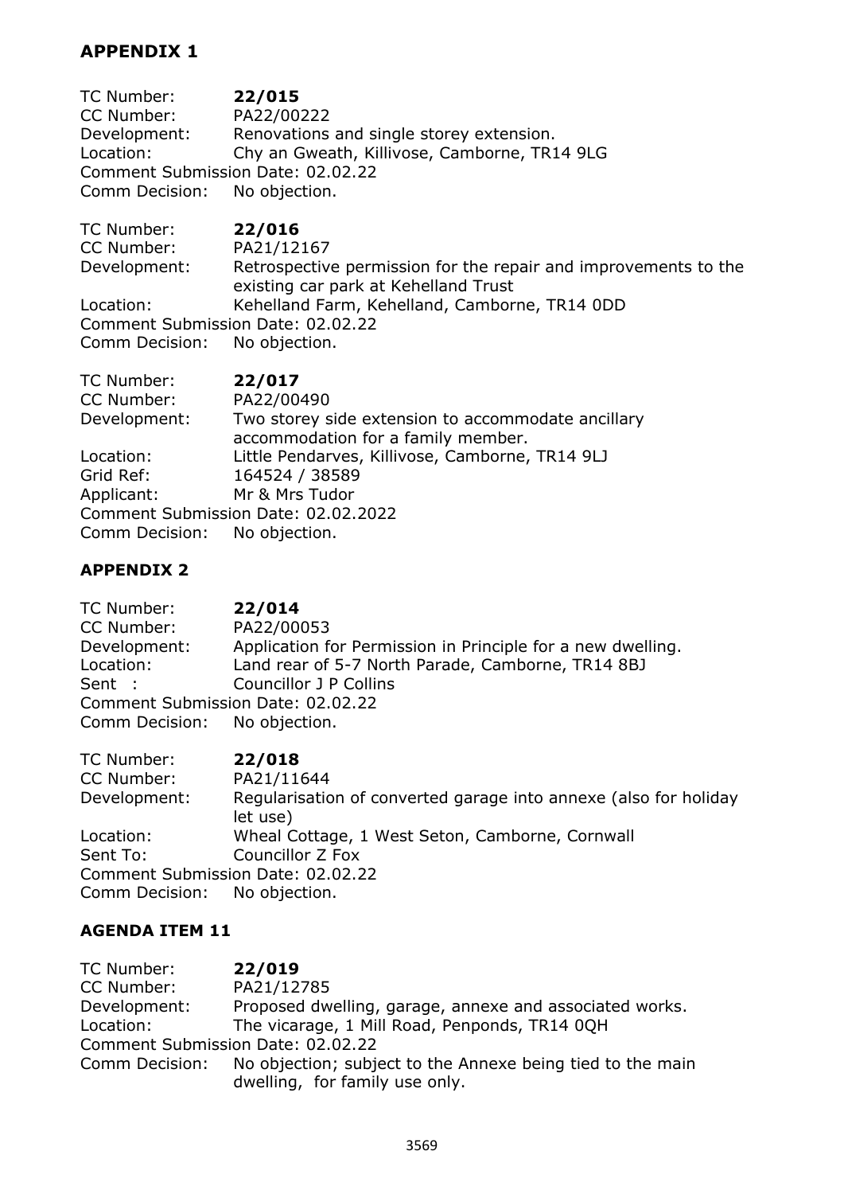## APPENDIX 1

TC Number: **22/015**
CC Number: PA22/00222
Development: Renovations and single storey extension.
Location: Chy an Gweath, Killivose, Camborne, TR14 9LG
Comment Submission Date: 02.02.22
Comm Decision: No objection.

TC Number: **22/016**
CC Number: PA21/12167
Development: Retrospective permission for the repair and improvements to the existing car park at Kehelland Trust
Location: Kehelland Farm, Kehelland, Camborne, TR14 0DD
Comment Submission Date: 02.02.22
Comm Decision: No objection.

TC Number: **22/017**
CC Number: PA22/00490
Development: Two storey side extension to accommodate ancillary accommodation for a family member.
Location: Little Pendarves, Killivose, Camborne, TR14 9LJ
Grid Ref: 164524 / 38589
Applicant: Mr & Mrs Tudor
Comment Submission Date: 02.02.2022
Comm Decision: No objection.

## APPENDIX 2

TC Number: **22/014**
CC Number: PA22/00053
Development: Application for Permission in Principle for a new dwelling.
Location: Land rear of 5-7 North Parade, Camborne, TR14 8BJ
Sent : Councillor J P Collins
Comment Submission Date: 02.02.22
Comm Decision: No objection.

TC Number: **22/018**
CC Number: PA21/11644
Development: Regularisation of converted garage into annexe (also for holiday let use)
Location: Wheal Cottage, 1 West Seton, Camborne, Cornwall
Sent To: Councillor Z Fox
Comment Submission Date: 02.02.22
Comm Decision: No objection.

## AGENDA ITEM 11

TC Number: **22/019**
CC Number: PA21/12785
Development: Proposed dwelling, garage, annexe and associated works.
Location: The vicarage, 1 Mill Road, Penponds, TR14 0QH
Comment Submission Date: 02.02.22
Comm Decision: No objection; subject to the Annexe being tied to the main dwelling, for family use only.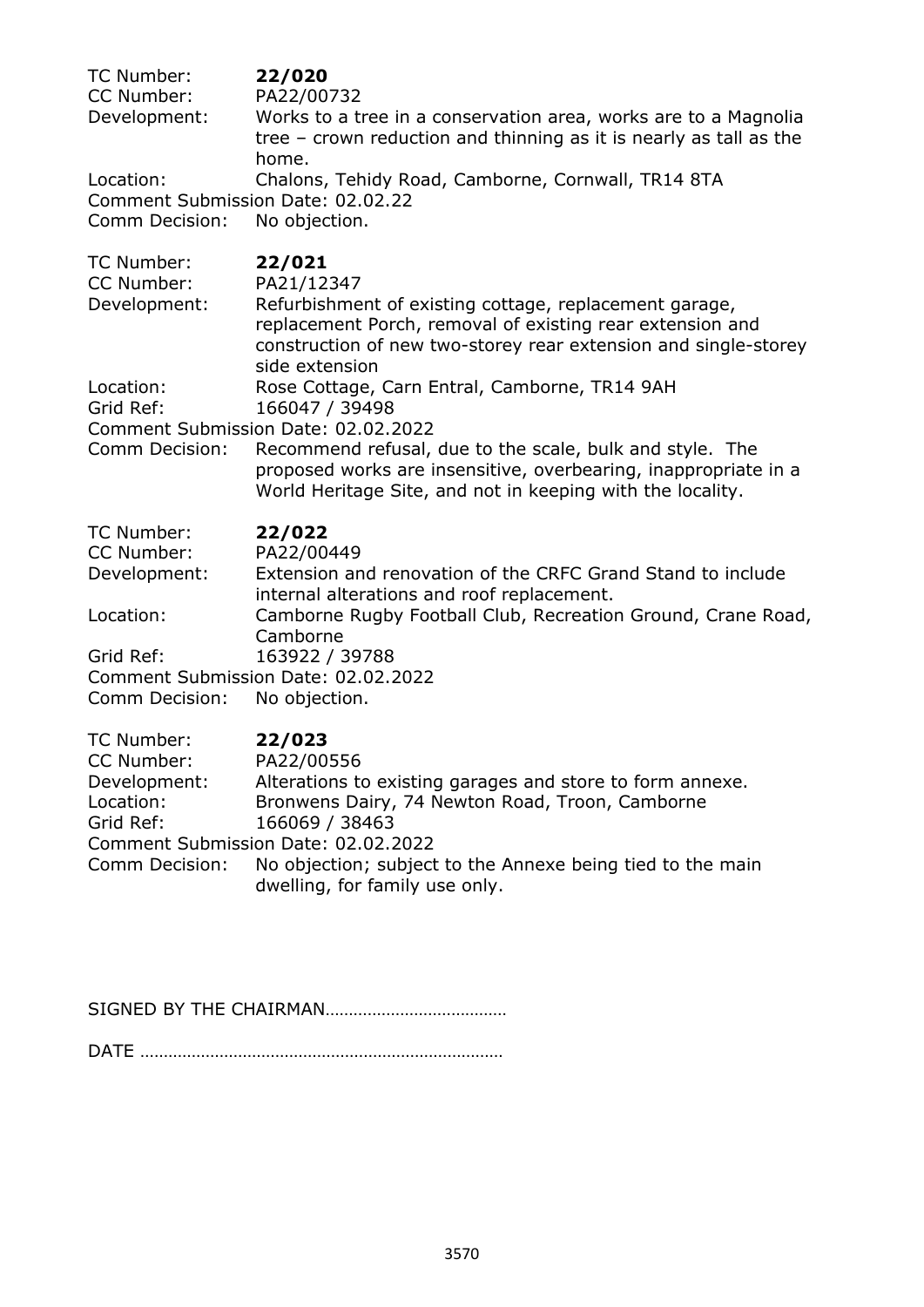TC Number: **22/020**
CC Number: PA22/00732
Development: Works to a tree in a conservation area, works are to a Magnolia tree – crown reduction and thinning as it is nearly as tall as the home.
Location: Chalons, Tehidy Road, Camborne, Cornwall, TR14 8TA
Comment Submission Date: 02.02.22
Comm Decision: No objection.

TC Number: **22/021**
CC Number: PA21/12347
Development: Refurbishment of existing cottage, replacement garage, replacement Porch, removal of existing rear extension and construction of new two-storey rear extension and single-storey side extension
Location: Rose Cottage, Carn Entral, Camborne, TR14 9AH
Grid Ref: 166047 / 39498
Comment Submission Date: 02.02.2022
Comm Decision: Recommend refusal, due to the scale, bulk and style. The proposed works are insensitive, overbearing, inappropriate in a World Heritage Site, and not in keeping with the locality.

TC Number: **22/022**
CC Number: PA22/00449
Development: Extension and renovation of the CRFC Grand Stand to include internal alterations and roof replacement.
Location: Camborne Rugby Football Club, Recreation Ground, Crane Road, Camborne
Grid Ref: 163922 / 39788
Comment Submission Date: 02.02.2022
Comm Decision: No objection.

TC Number: **22/023**
CC Number: PA22/00556
Development: Alterations to existing garages and store to form annexe.
Location: Bronwens Dairy, 74 Newton Road, Troon, Camborne
Grid Ref: 166069 / 38463
Comment Submission Date: 02.02.2022
Comm Decision: No objection; subject to the Annexe being tied to the main dwelling, for family use only.

SIGNED BY THE CHAIRMAN…………………………………

DATE ……………………………………………………………………